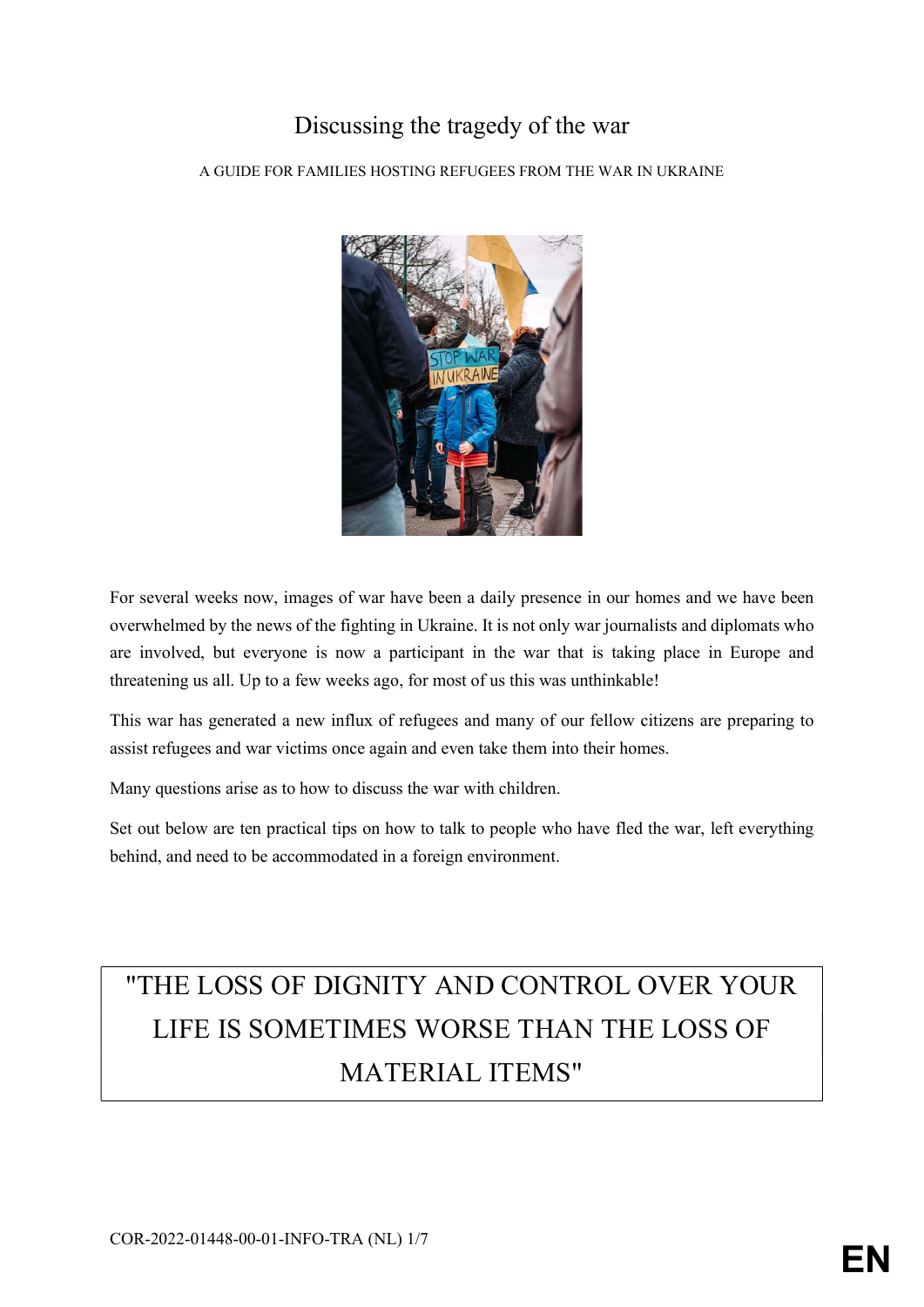# Discussing the tragedy of the war

A GUIDE FOR FAMILIES HOSTING REFUGEES FROM THE WAR IN UKRAINE

For several weeks now, images of war have been a daily presence in our homes and we have been overwhelmed by the news of the fighting in Ukraine. It is not only war journalists and diplomats who are involved, but everyone is now a participant in the war that is taking place in Europe and threatening us all. Up to a few weeks ago, for most of us this was unthinkable!

This war has generated a new influx of refugees and many of our fellow citizens are preparing to assist refugees and war victims once again and even take them into their homes.

Many questions arise as to how to discuss the war with children.

Set out below are ten practical tips on how to talk to people who have fled the war, left everything behind, and need to be accommodated in a foreign environment.

> "THE LOSS OF DIGNITY AND CONTROL OVER YOUR LIFE IS SOMETIMES WORSE THAN THE LOSS OF MATERIAL ITEMS"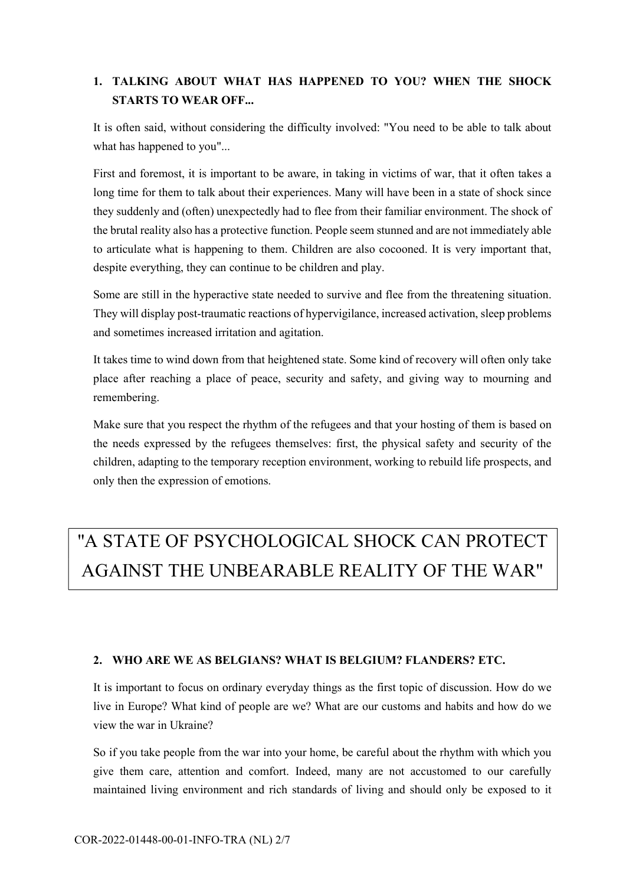## 1. TALKING ABOUT WHAT HAS HAPPENED TO YOU? WHEN THE SHOCK STARTS TO WEAR OFF...

It is often said, without considering the difficulty involved: "You need to be able to talk about what has happened to you"...

First and foremost, it is important to be aware, in taking in victims of war, that it often takes a long time for them to talk about their experiences. Many will have been in a state of shock since they suddenly and (often) unexpectedly had to flee from their familiar environment. The shock of the brutal reality also has a protective function. People seem stunned and are not immediately able to articulate what is happening to them. Children are also cocooned. It is very important that, despite everything, they can continue to be children and play.

Some are still in the hyperactive state needed to survive and flee from the threatening situation. They will display post-traumatic reactions of hypervigilance, increased activation, sleep problems and sometimes increased irritation and agitation.

It takes time to wind down from that heightened state. Some kind of recovery will often only take place after reaching a place of peace, security and safety, and giving way to mourning and remembering.

Make sure that you respect the rhythm of the refugees and that your hosting of them is based on the needs expressed by the refugees themselves: first, the physical safety and security of the children, adapting to the temporary reception environment, working to rebuild life prospects, and only then the expression of emotions.

> "A STATE OF PSYCHOLOGICAL SHOCK CAN PROTECT AGAINST THE UNBEARABLE REALITY OF THE WAR"

## 2. WHO ARE WE AS BELGIANS? WHAT IS BELGIUM? FLANDERS? ETC.

It is important to focus on ordinary everyday things as the first topic of discussion. How do we live in Europe? What kind of people are we? What are our customs and habits and how do we view the war in Ukraine?

So if you take people from the war into your home, be careful about the rhythm with which you give them care, attention and comfort. Indeed, many are not accustomed to our carefully maintained living environment and rich standards of living and should only be exposed to it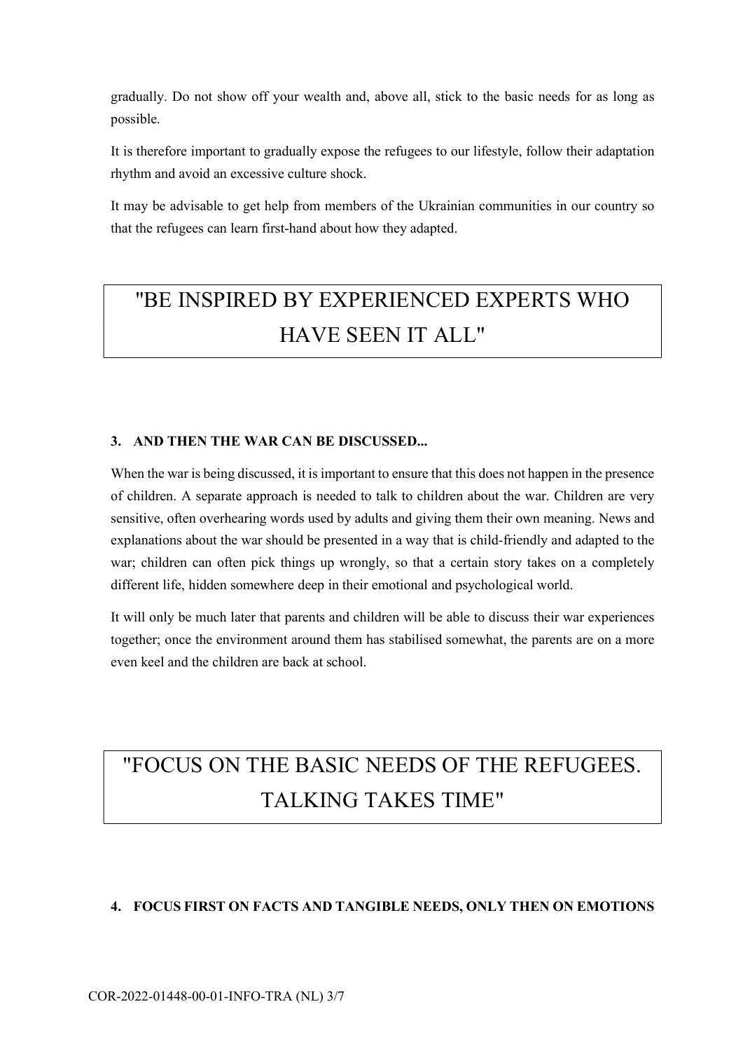gradually. Do not show off your wealth and, above all, stick to the basic needs for as long as possible.

It is therefore important to gradually expose the refugees to our lifestyle, follow their adaptation rhythm and avoid an excessive culture shock.

It may be advisable to get help from members of the Ukrainian communities in our country so that the refugees can learn first-hand about how they adapted.

> "BE INSPIRED BY EXPERIENCED EXPERTS WHO HAVE SEEN IT ALL"

### 3. AND THEN THE WAR CAN BE DISCUSSED...

When the war is being discussed, it is important to ensure that this does not happen in the presence of children. A separate approach is needed to talk to children about the war. Children are very sensitive, often overhearing words used by adults and giving them their own meaning. News and explanations about the war should be presented in a way that is child-friendly and adapted to the war; children can often pick things up wrongly, so that a certain story takes on a completely different life, hidden somewhere deep in their emotional and psychological world.

It will only be much later that parents and children will be able to discuss their war experiences together; once the environment around them has stabilised somewhat, the parents are on a more even keel and the children are back at school.

> "FOCUS ON THE BASIC NEEDS OF THE REFUGEES. TALKING TAKES TIME"

### 4. FOCUS FIRST ON FACTS AND TANGIBLE NEEDS, ONLY THEN ON EMOTIONS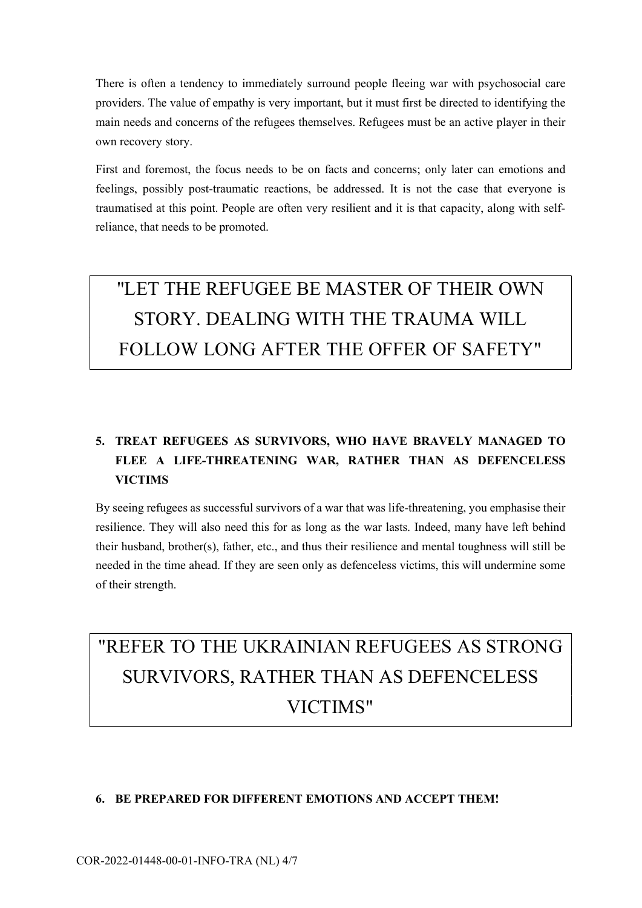There is often a tendency to immediately surround people fleeing war with psychosocial care providers. The value of empathy is very important, but it must first be directed to identifying the main needs and concerns of the refugees themselves. Refugees must be an active player in their own recovery story.

First and foremost, the focus needs to be on facts and concerns; only later can emotions and feelings, possibly post-traumatic reactions, be addressed. It is not the case that everyone is traumatised at this point. People are often very resilient and it is that capacity, along with self-reliance, that needs to be promoted.

> "LET THE REFUGEE BE MASTER OF THEIR OWN STORY. DEALING WITH THE TRAUMA WILL FOLLOW LONG AFTER THE OFFER OF SAFETY"

**5. TREAT REFUGEES AS SURVIVORS, WHO HAVE BRAVELY MANAGED TO FLEE A LIFE-THREATENING WAR, RATHER THAN AS DEFENCELESS VICTIMS**

By seeing refugees as successful survivors of a war that was life-threatening, you emphasise their resilience. They will also need this for as long as the war lasts. Indeed, many have left behind their husband, brother(s), father, etc., and thus their resilience and mental toughness will still be needed in the time ahead. If they are seen only as defenceless victims, this will undermine some of their strength.

> "REFER TO THE UKRAINIAN REFUGEES AS STRONG SURVIVORS, RATHER THAN AS DEFENCELESS VICTIMS"

**6. BE PREPARED FOR DIFFERENT EMOTIONS AND ACCEPT THEM!**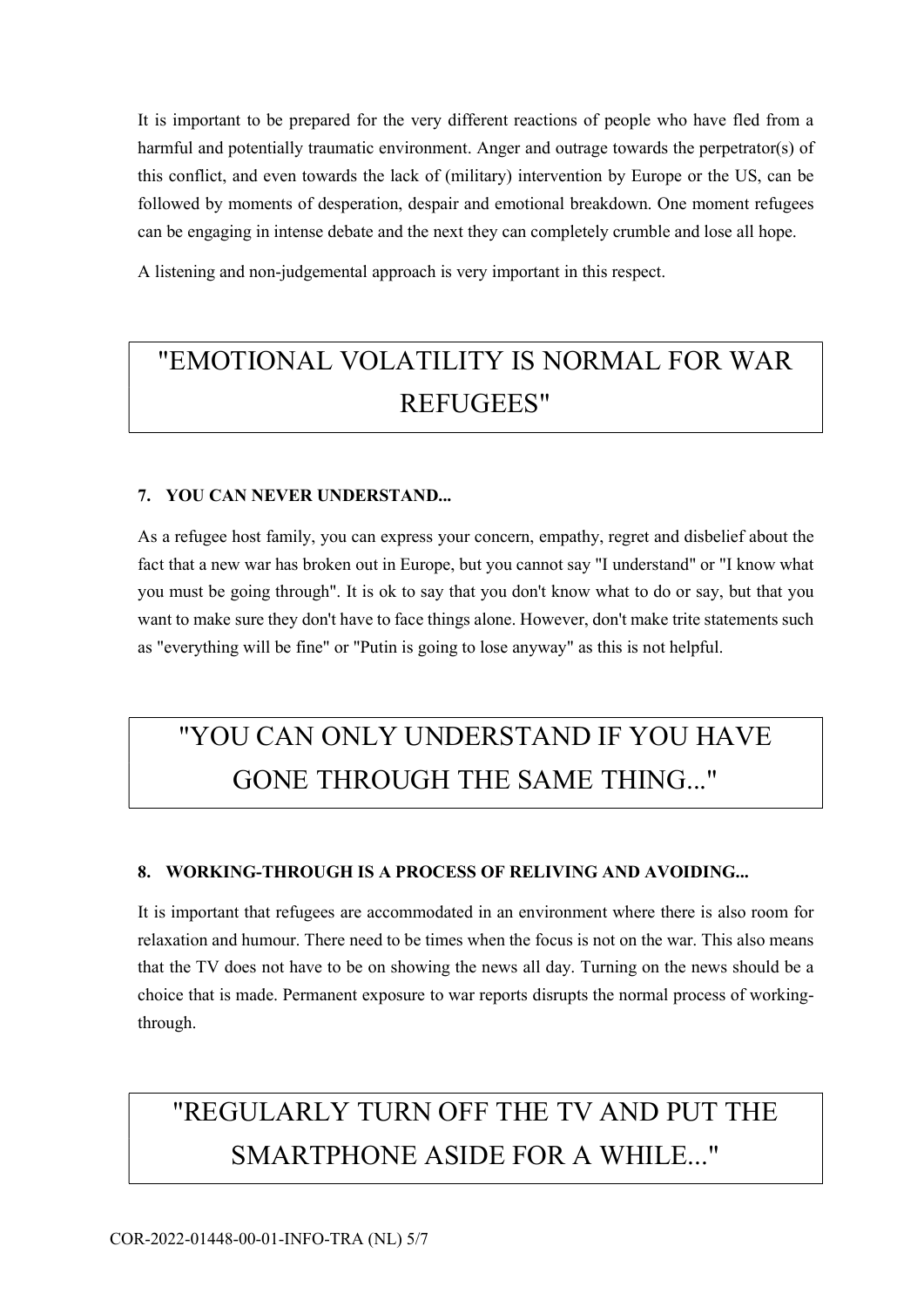It is important to be prepared for the very different reactions of people who have fled from a harmful and potentially traumatic environment. Anger and outrage towards the perpetrator(s) of this conflict, and even towards the lack of (military) intervention by Europe or the US, can be followed by moments of desperation, despair and emotional breakdown. One moment refugees can be engaging in intense debate and the next they can completely crumble and lose all hope.

A listening and non-judgemental approach is very important in this respect.

> "EMOTIONAL VOLATILITY IS NORMAL FOR WAR REFUGEES"

### 7. YOU CAN NEVER UNDERSTAND...

As a refugee host family, you can express your concern, empathy, regret and disbelief about the fact that a new war has broken out in Europe, but you cannot say "I understand" or "I know what you must be going through". It is ok to say that you don't know what to do or say, but that you want to make sure they don't have to face things alone. However, don't make trite statements such as "everything will be fine" or "Putin is going to lose anyway" as this is not helpful.

> "YOU CAN ONLY UNDERSTAND IF YOU HAVE GONE THROUGH THE SAME THING..."

### 8. WORKING-THROUGH IS A PROCESS OF RELIVING AND AVOIDING...

It is important that refugees are accommodated in an environment where there is also room for relaxation and humour. There need to be times when the focus is not on the war. This also means that the TV does not have to be on showing the news all day. Turning on the news should be a choice that is made. Permanent exposure to war reports disrupts the normal process of working-through.

> "REGULARLY TURN OFF THE TV AND PUT THE SMARTPHONE ASIDE FOR A WHILE..."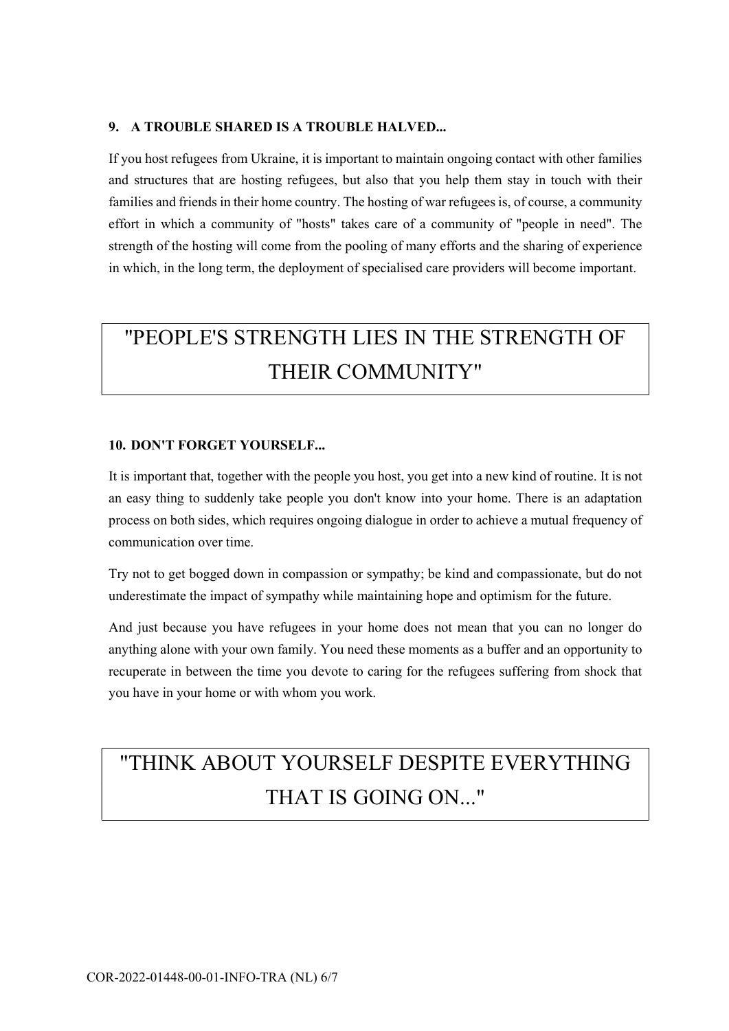### 9. A TROUBLE SHARED IS A TROUBLE HALVED...

If you host refugees from Ukraine, it is important to maintain ongoing contact with other families and structures that are hosting refugees, but also that you help them stay in touch with their families and friends in their home country. The hosting of war refugees is, of course, a community effort in which a community of "hosts" takes care of a community of "people in need". The strength of the hosting will come from the pooling of many efforts and the sharing of experience in which, in the long term, the deployment of specialised care providers will become important.

> "PEOPLE'S STRENGTH LIES IN THE STRENGTH OF THEIR COMMUNITY"

### 10. DON'T FORGET YOURSELF...

It is important that, together with the people you host, you get into a new kind of routine. It is not an easy thing to suddenly take people you don't know into your home. There is an adaptation process on both sides, which requires ongoing dialogue in order to achieve a mutual frequency of communication over time.

Try not to get bogged down in compassion or sympathy; be kind and compassionate, but do not underestimate the impact of sympathy while maintaining hope and optimism for the future.

And just because you have refugees in your home does not mean that you can no longer do anything alone with your own family. You need these moments as a buffer and an opportunity to recuperate in between the time you devote to caring for the refugees suffering from shock that you have in your home or with whom you work.

> "THINK ABOUT YOURSELF DESPITE EVERYTHING THAT IS GOING ON..."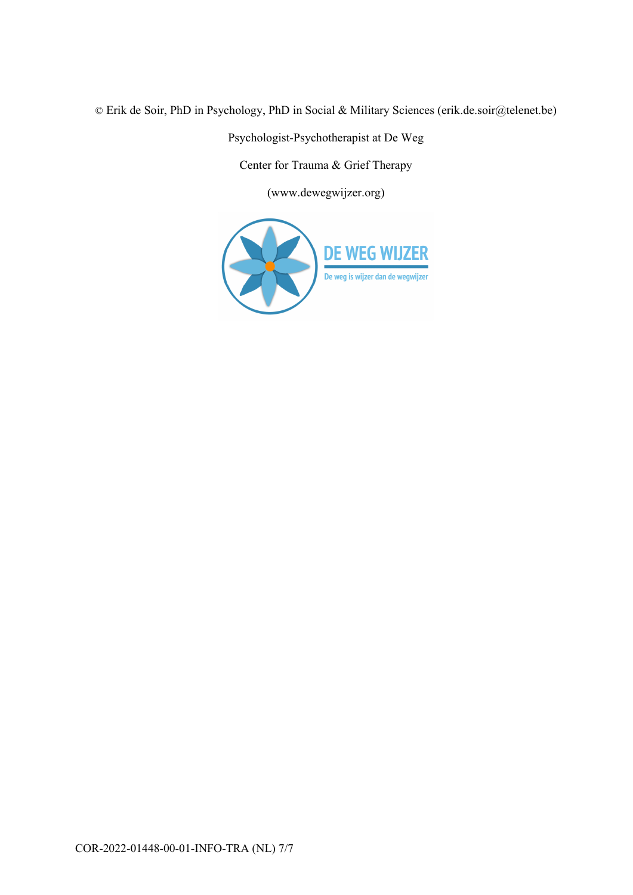© Erik de Soir, PhD in Psychology, PhD in Social & Military Sciences (erik.de.soir@telenet.be)

Psychologist-Psychotherapist at De Weg

Center for Trauma & Grief Therapy

(www.dewegwijzer.org)

DE WEG WIJZER

De weg is wijzer dan de wegwijzer

COR-2022-01448-00-01-INFO-TRA (NL)